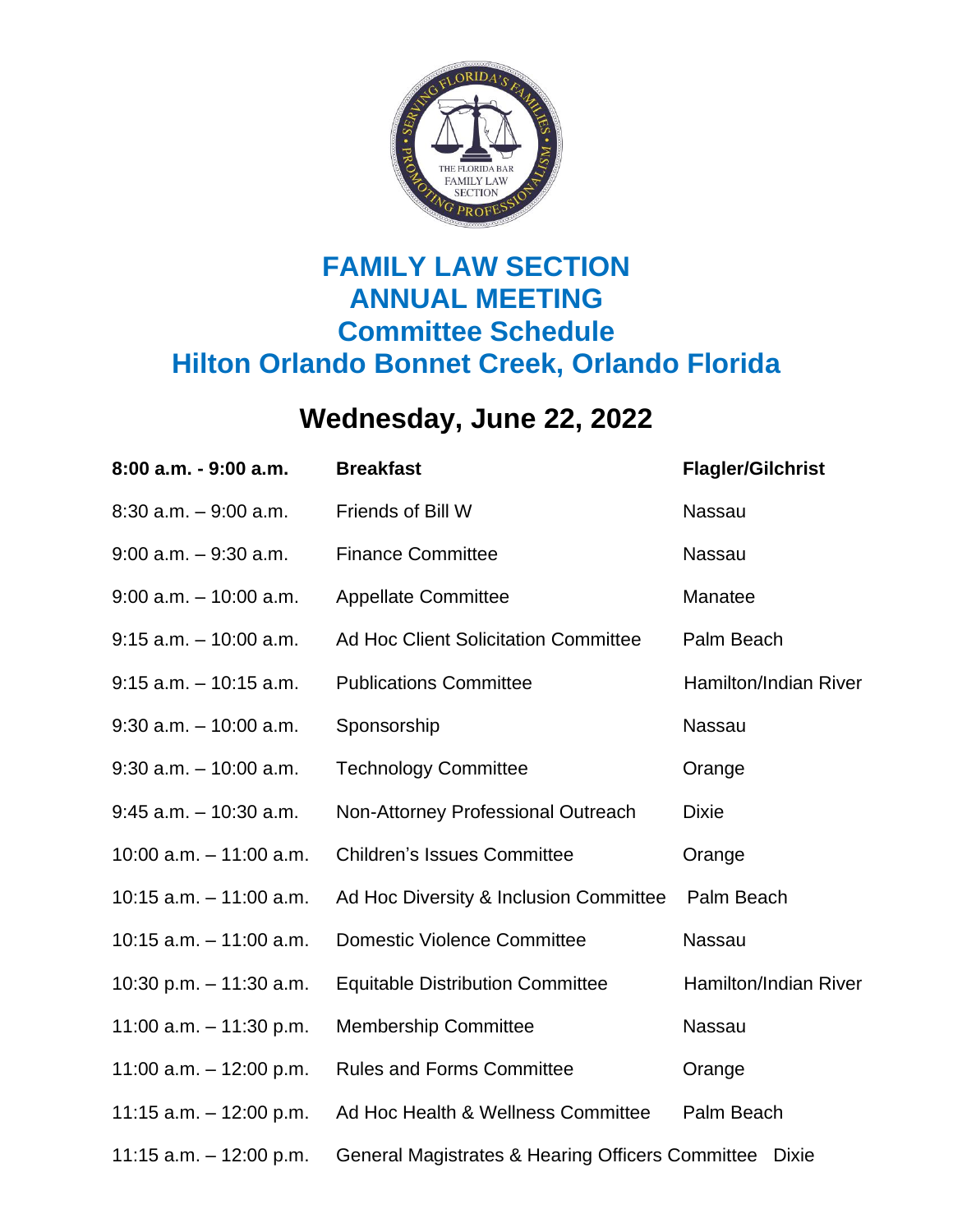# FAMILY LAW SECTION ANNUAL MEETING

## Committee Schedule

## Hilton Orlando Bonnet Creek, Orlando Florida

## Wednesday, June 22, 2022

| | | |
|---|---|---|
| **8:00 a.m. - 9:00 a.m.** | **Breakfast** | **Flagler/Gilchrist** |
| 8:30 a.m. – 9:00 a.m. | Friends of Bill W | Nassau |
| 9:00 a.m. – 9:30 a.m. | Finance Committee | Nassau |
| 9:00 a.m. – 10:00 a.m. | Appellate Committee | Manatee |
| 9:15 a.m. – 10:00 a.m. | Ad Hoc Client Solicitation Committee | Palm Beach |
| 9:15 a.m. – 10:15 a.m. | Publications Committee | Hamilton/Indian River |
| 9:30 a.m. – 10:00 a.m. | Sponsorship | Nassau |
| 9:30 a.m. – 10:00 a.m. | Technology Committee | Orange |
| 9:45 a.m. – 10:30 a.m. | Non-Attorney Professional Outreach | Dixie |
| 10:00 a.m. – 11:00 a.m. | Children's Issues Committee | Orange |
| 10:15 a.m. – 11:00 a.m. | Ad Hoc Diversity & Inclusion Committee | Palm Beach |
| 10:15 a.m. – 11:00 a.m. | Domestic Violence Committee | Nassau |
| 10:30 p.m. – 11:30 a.m. | Equitable Distribution Committee | Hamilton/Indian River |
| 11:00 a.m. – 11:30 p.m. | Membership Committee | Nassau |
| 11:00 a.m. – 12:00 p.m. | Rules and Forms Committee | Orange |
| 11:15 a.m. – 12:00 p.m. | Ad Hoc Health & Wellness Committee | Palm Beach |
| 11:15 a.m. – 12:00 p.m. | General Magistrates & Hearing Officers Committee | Dixie |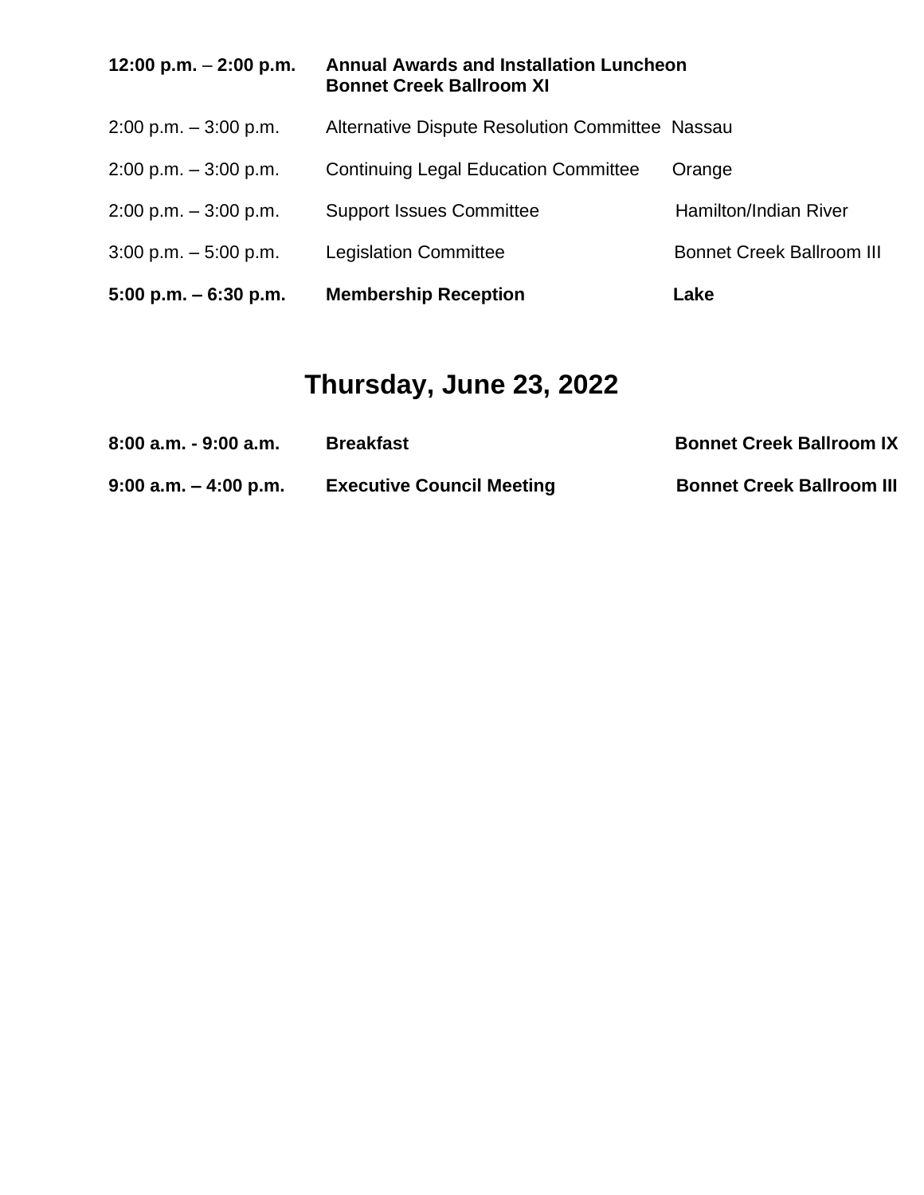| | | |
|---|---|---|
| **12:00 p.m. – 2:00 p.m.** | **Annual Awards and Installation Luncheon Bonnet Creek Ballroom XI** | |
| 2:00 p.m. – 3:00 p.m. | Alternative Dispute Resolution Committee | Nassau |
| 2:00 p.m. – 3:00 p.m. | Continuing Legal Education Committee | Orange |
| 2:00 p.m. – 3:00 p.m. | Support Issues Committee | Hamilton/Indian River |
| 3:00 p.m. – 5:00 p.m. | Legislation Committee | Bonnet Creek Ballroom III |
| **5:00 p.m. – 6:30 p.m.** | **Membership Reception** | **Lake** |

## Thursday, June 23, 2022

| | | |
|---|---|---|
| **8:00 a.m. - 9:00 a.m.** | **Breakfast** | **Bonnet Creek Ballroom IX** |
| **9:00 a.m. – 4:00 p.m.** | **Executive Council Meeting** | **Bonnet Creek Ballroom III** |